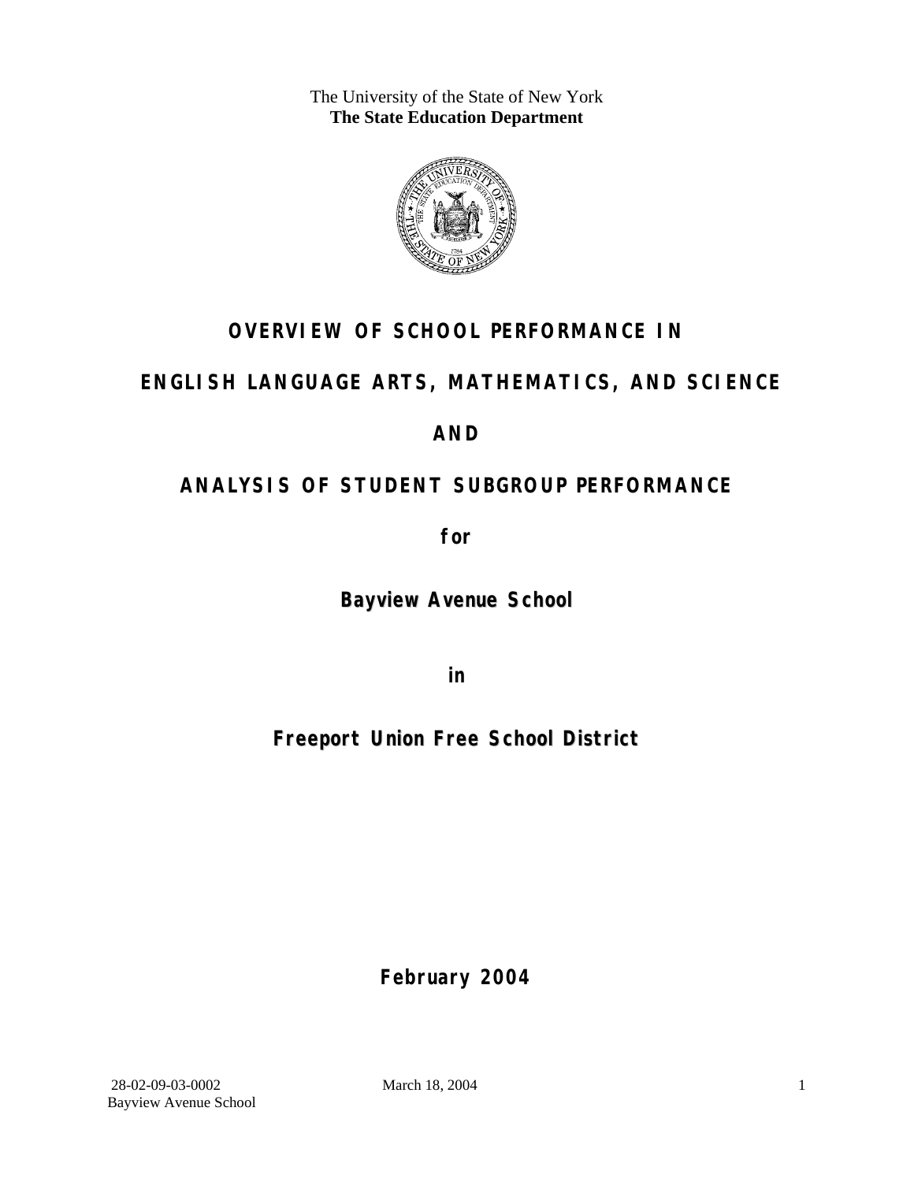The University of the State of New York
**The State Education Department**

# OVERVIEW OF SCHOOL PERFORMANCE IN

# ENGLISH LANGUAGE ARTS, MATHEMATICS, AND SCIENCE

# AND

# ANALYSIS OF STUDENT SUBGROUP PERFORMANCE

**for**

**Bayview Avenue School**

**in**

**Freeport Union Free School District**

**February 2004**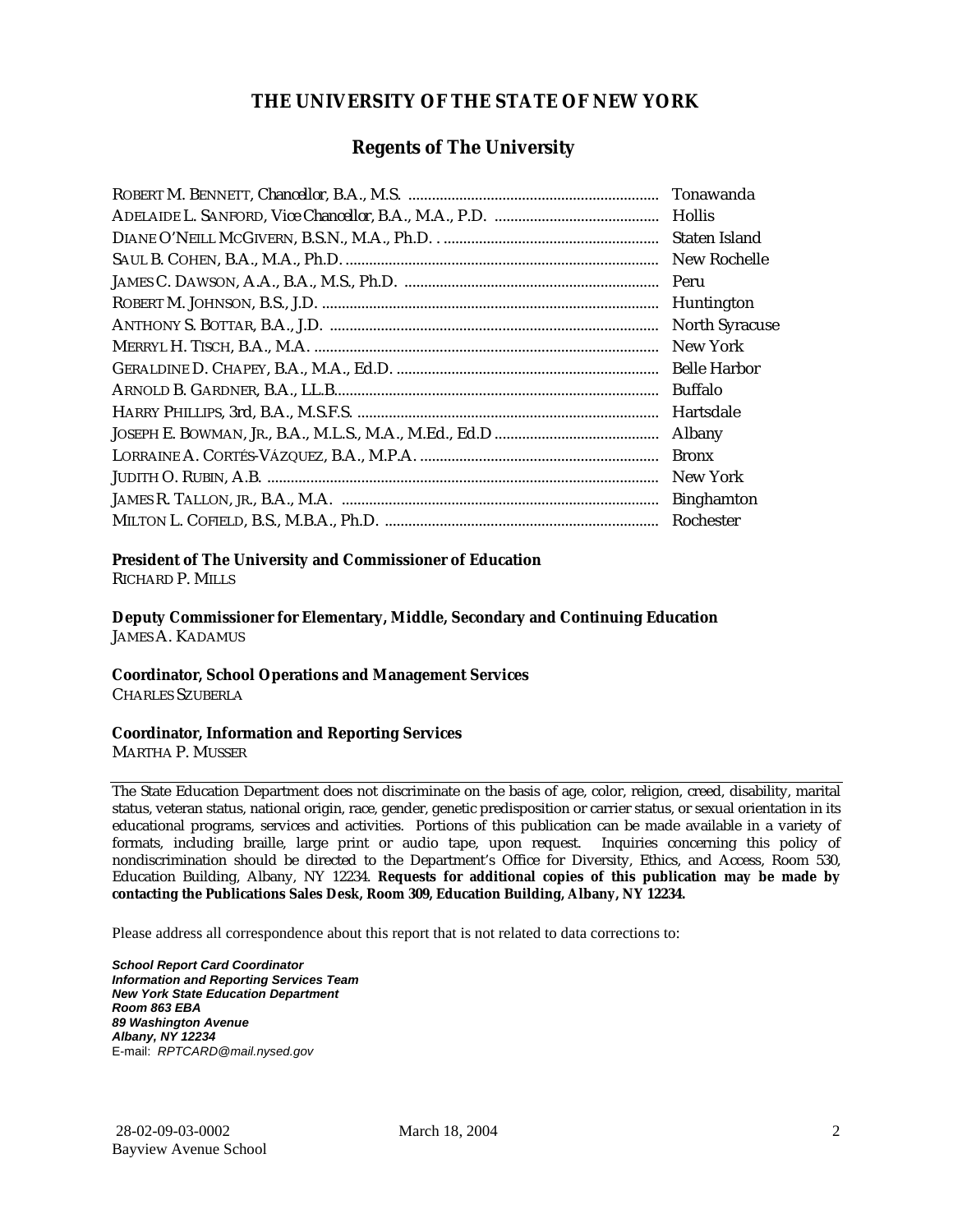# THE UNIVERSITY OF THE STATE OF NEW YORK

## Regents of The University

| | |
|---|---|
| ROBERT M. BENNETT, *Chancellor*, B.A., M.S. | Tonawanda |
| ADELAIDE L. SANFORD, *Vice Chancellor*, B.A., M.A., P.D. | Hollis |
| DIANE O'NEILL MCGIVERN, B.S.N., M.A., Ph.D. | Staten Island |
| SAUL B. COHEN, B.A., M.A., Ph.D. | New Rochelle |
| JAMES C. DAWSON, A.A., B.A., M.S., Ph.D. | Peru |
| ROBERT M. JOHNSON, B.S., J.D. | Huntington |
| ANTHONY S. BOTTAR, B.A., J.D. | North Syracuse |
| MERRYL H. TISCH, B.A., M.A. | New York |
| GERALDINE D. CHAPEY, B.A., M.A., Ed.D. | Belle Harbor |
| ARNOLD B. GARDNER, B.A., LL.B. | Buffalo |
| HARRY PHILLIPS, 3rd, B.A., M.S.F.S. | Hartsdale |
| JOSEPH E. BOWMAN, JR., B.A., M.L.S., M.A., M.Ed., Ed.D | Albany |
| LORRAINE A. CORTÉS-VÁZQUEZ, B.A., M.P.A. | Bronx |
| JUDITH O. RUBIN, A.B. | New York |
| JAMES R. TALLON, JR., B.A., M.A. | Binghamton |
| MILTON L. COFIELD, B.S., M.B.A., Ph.D. | Rochester |

**President of The University and Commissioner of Education**
RICHARD P. MILLS

**Deputy Commissioner for Elementary, Middle, Secondary and Continuing Education**
JAMES A. KADAMUS

**Coordinator, School Operations and Management Services**
CHARLES SZUBERLA

**Coordinator, Information and Reporting Services**
MARTHA P. MUSSER

---

The State Education Department does not discriminate on the basis of age, color, religion, creed, disability, marital status, veteran status, national origin, race, gender, genetic predisposition or carrier status, or sexual orientation in its educational programs, services and activities. Portions of this publication can be made available in a variety of formats, including braille, large print or audio tape, upon request. Inquiries concerning this policy of nondiscrimination should be directed to the Department's Office for Diversity, Ethics, and Access, Room 530, Education Building, Albany, NY 12234. **Requests for additional copies of this publication may be made by contacting the Publications Sales Desk, Room 309, Education Building, Albany, NY 12234.**

Please address all correspondence about this report that is not related to data corrections to:

***School Report Card Coordinator***
***Information and Reporting Services Team***
***New York State Education Department***
***Room 863 EBA***
***89 Washington Avenue***
***Albany, NY 12234***
E-mail: *RPTCARD@mail.nysed.gov*

28-02-09-03-0002 March 18, 2004
Bayview Avenue School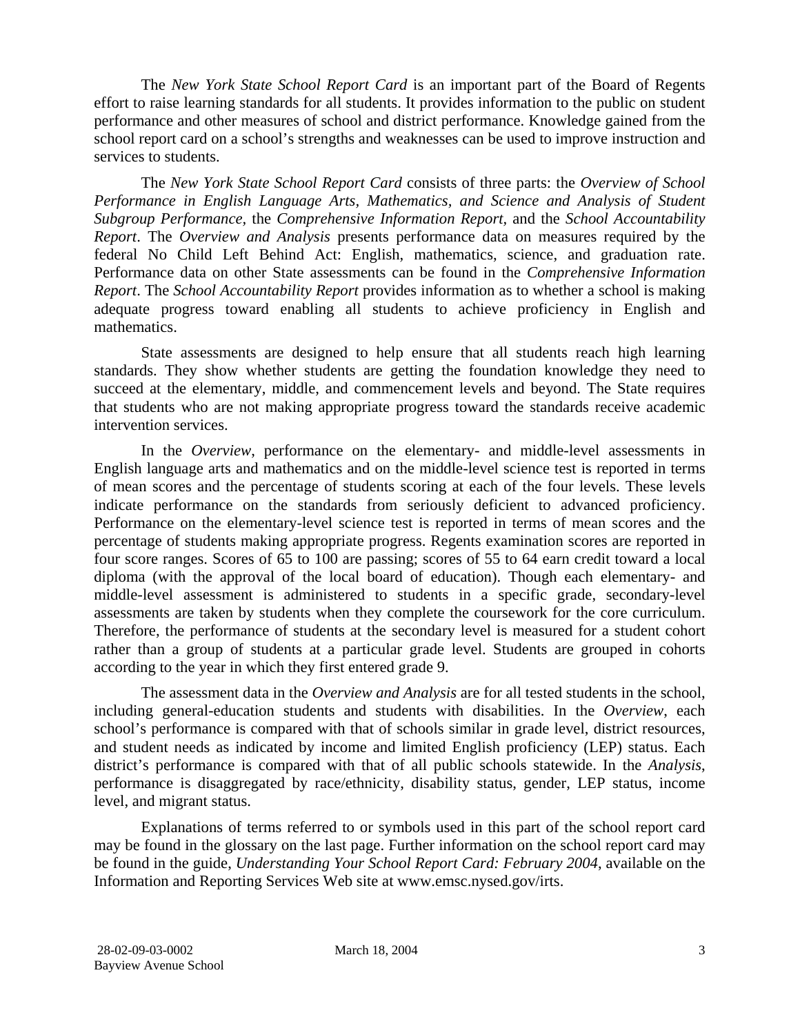The *New York State School Report Card* is an important part of the Board of Regents effort to raise learning standards for all students. It provides information to the public on student performance and other measures of school and district performance. Knowledge gained from the school report card on a school's strengths and weaknesses can be used to improve instruction and services to students.

The *New York State School Report Card* consists of three parts: the *Overview of School Performance in English Language Arts, Mathematics, and Science and Analysis of Student Subgroup Performance,* the *Comprehensive Information Report,* and the *School Accountability Report*. The *Overview and Analysis* presents performance data on measures required by the federal No Child Left Behind Act: English, mathematics, science, and graduation rate. Performance data on other State assessments can be found in the *Comprehensive Information Report*. The *School Accountability Report* provides information as to whether a school is making adequate progress toward enabling all students to achieve proficiency in English and mathematics.

State assessments are designed to help ensure that all students reach high learning standards. They show whether students are getting the foundation knowledge they need to succeed at the elementary, middle, and commencement levels and beyond. The State requires that students who are not making appropriate progress toward the standards receive academic intervention services.

In the *Overview*, performance on the elementary- and middle-level assessments in English language arts and mathematics and on the middle-level science test is reported in terms of mean scores and the percentage of students scoring at each of the four levels. These levels indicate performance on the standards from seriously deficient to advanced proficiency. Performance on the elementary-level science test is reported in terms of mean scores and the percentage of students making appropriate progress. Regents examination scores are reported in four score ranges. Scores of 65 to 100 are passing; scores of 55 to 64 earn credit toward a local diploma (with the approval of the local board of education). Though each elementary- and middle-level assessment is administered to students in a specific grade, secondary-level assessments are taken by students when they complete the coursework for the core curriculum. Therefore, the performance of students at the secondary level is measured for a student cohort rather than a group of students at a particular grade level. Students are grouped in cohorts according to the year in which they first entered grade 9.

The assessment data in the *Overview and Analysis* are for all tested students in the school, including general-education students and students with disabilities. In the *Overview*, each school's performance is compared with that of schools similar in grade level, district resources, and student needs as indicated by income and limited English proficiency (LEP) status. Each district's performance is compared with that of all public schools statewide. In the *Analysis*, performance is disaggregated by race/ethnicity, disability status, gender, LEP status, income level, and migrant status.

Explanations of terms referred to or symbols used in this part of the school report card may be found in the glossary on the last page. Further information on the school report card may be found in the guide, *Understanding Your School Report Card: February 2004*, available on the Information and Reporting Services Web site at www.emsc.nysed.gov/irts.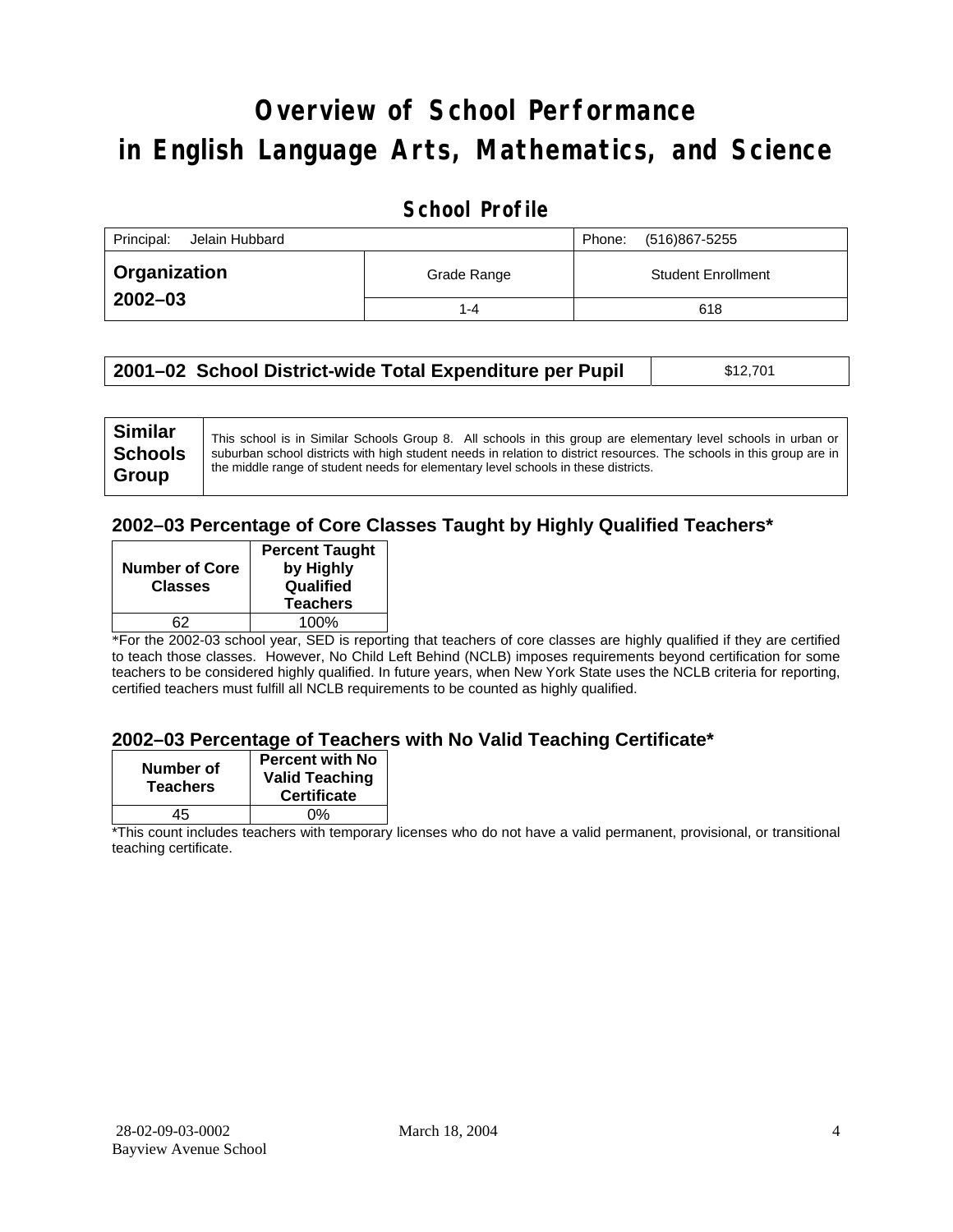# Overview of School Performance in English Language Arts, Mathematics, and Science

## School Profile

| Principal: Jelain Hubbard | | Phone: (516)867-5255 |
|---|---|---|
| **Organization 2002–03** | Grade Range | Student Enrollment |
| | 1-4 | 618 |

| **2001–02 School District-wide Total Expenditure per Pupil** | $12,701 |
|---|---|

| **Similar Schools Group** | This school is in Similar Schools Group 8. All schools in this group are elementary level schools in urban or suburban school districts with high student needs in relation to district resources. The schools in this group are in the middle range of student needs for elementary level schools in these districts. |
|---|---|

### 2002–03 Percentage of Core Classes Taught by Highly Qualified Teachers*

| Number of Core Classes | Percent Taught by Highly Qualified Teachers |
|---|---|
| 62 | 100% |

*For the 2002-03 school year, SED is reporting that teachers of core classes are highly qualified if they are certified to teach those classes. However, No Child Left Behind (NCLB) imposes requirements beyond certification for some teachers to be considered highly qualified. In future years, when New York State uses the NCLB criteria for reporting, certified teachers must fulfill all NCLB requirements to be counted as highly qualified.

### 2002–03 Percentage of Teachers with No Valid Teaching Certificate*

| Number of Teachers | Percent with No Valid Teaching Certificate |
|---|---|
| 45 | 0% |

*This count includes teachers with temporary licenses who do not have a valid permanent, provisional, or transitional teaching certificate.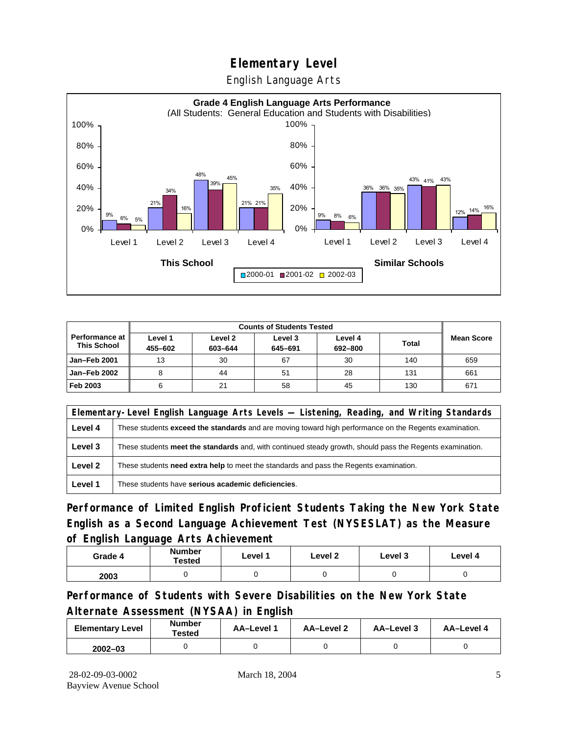# Elementary Level

English Language Arts

**Grade 4 English Language Arts Performance**
(All Students: General Education and Students with Disabilities)

| | This School 2000-01 | This School 2001-02 | This School 2002-03 | Similar Schools 2000-01 | Similar Schools 2001-02 | Similar Schools 2002-03 |
|---|---|---|---|---|---|---|
| Level 1 | 9% | 6% | 5% | 9% | 8% | 6% |
| Level 2 | 21% | 34% | 16% | 36% | 36% | 35% |
| Level 3 | 48% | 39% | 45% | 43% | 41% | 43% |
| Level 4 | 21% | 21% | 35% | 12% | 14% | 16% |

| Performance at This School | Counts of Students Tested | | | | | Mean Score |
|---|---|---|---|---|---|---|
| | Level 1 455–602 | Level 2 603–644 | Level 3 645–691 | Level 4 692–800 | Total | |
| Jan–Feb 2001 | 13 | 30 | 67 | 30 | 140 | 659 |
| Jan–Feb 2002 | 8 | 44 | 51 | 28 | 131 | 661 |
| Feb 2003 | 6 | 21 | 58 | 45 | 130 | 671 |

| Elementary-Level English Language Arts Levels — Listening, Reading, and Writing Standards | |
|---|---|
| Level 4 | These students **exceed the standards** and are moving toward high performance on the Regents examination. |
| Level 3 | These students **meet the standards** and, with continued steady growth, should pass the Regents examination. |
| Level 2 | These students **need extra help** to meet the standards and pass the Regents examination. |
| Level 1 | These students have **serious academic deficiencies**. |

## Performance of Limited English Proficient Students Taking the New York State English as a Second Language Achievement Test (NYSESLAT) as the Measure of English Language Arts Achievement

| Grade 4 | Number Tested | Level 1 | Level 2 | Level 3 | Level 4 |
|---|---|---|---|---|---|
| 2003 | 0 | 0 | 0 | 0 | 0 |

## Performance of Students with Severe Disabilities on the New York State Alternate Assessment (NYSAA) in English

| Elementary Level | Number Tested | AA–Level 1 | AA–Level 2 | AA–Level 3 | AA–Level 4 |
|---|---|---|---|---|---|
| 2002–03 | 0 | 0 | 0 | 0 | 0 |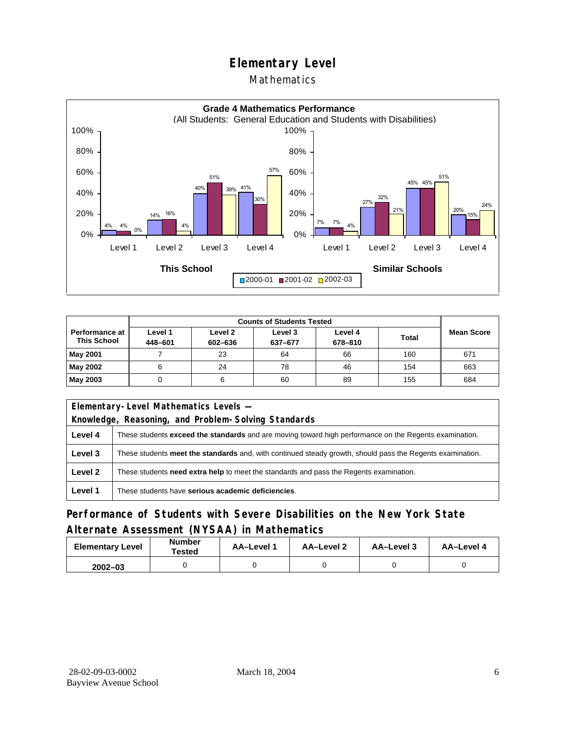# Elementary Level

## Mathematics

**Grade 4 Mathematics Performance**
(All Students: General Education and Students with Disabilities)

| | This School 2000-01 | This School 2001-02 | This School 2002-03 | Similar Schools 2000-01 | Similar Schools 2001-02 | Similar Schools 2002-03 |
|---|---|---|---|---|---|---|
| Level 1 | 4% | 4% | 0% | 7% | 7% | 4% |
| Level 2 | 14% | 16% | 4% | 27% | 32% | 21% |
| Level 3 | 40% | 51% | 39% | 45% | 45% | 51% |
| Level 4 | 41% | 30% | 57% | 20% | 15% | 24% |

| Performance at This School | Counts of Students Tested | | | | | Mean Score |
|---|---|---|---|---|---|---|
| | Level 1 448–601 | Level 2 602–636 | Level 3 637–677 | Level 4 678–810 | Total | |
| **May 2001** | 7 | 23 | 64 | 66 | 160 | 671 |
| **May 2002** | 6 | 24 | 78 | 46 | 154 | 663 |
| **May 2003** | 0 | 6 | 60 | 89 | 155 | 684 |

| Elementary-Level Mathematics Levels — Knowledge, Reasoning, and Problem-Solving Standards | |
|---|---|
| **Level 4** | These students **exceed the standards** and are moving toward high performance on the Regents examination. |
| **Level 3** | These students **meet the standards** and, with continued steady growth, should pass the Regents examination. |
| **Level 2** | These students **need extra help** to meet the standards and pass the Regents examination. |
| **Level 1** | These students have **serious academic deficiencies**. |

## Performance of Students with Severe Disabilities on the New York State Alternate Assessment (NYSAA) in Mathematics

| Elementary Level | Number Tested | AA–Level 1 | AA–Level 2 | AA–Level 3 | AA–Level 4 |
|---|---|---|---|---|---|
| **2002–03** | 0 | 0 | 0 | 0 | 0 |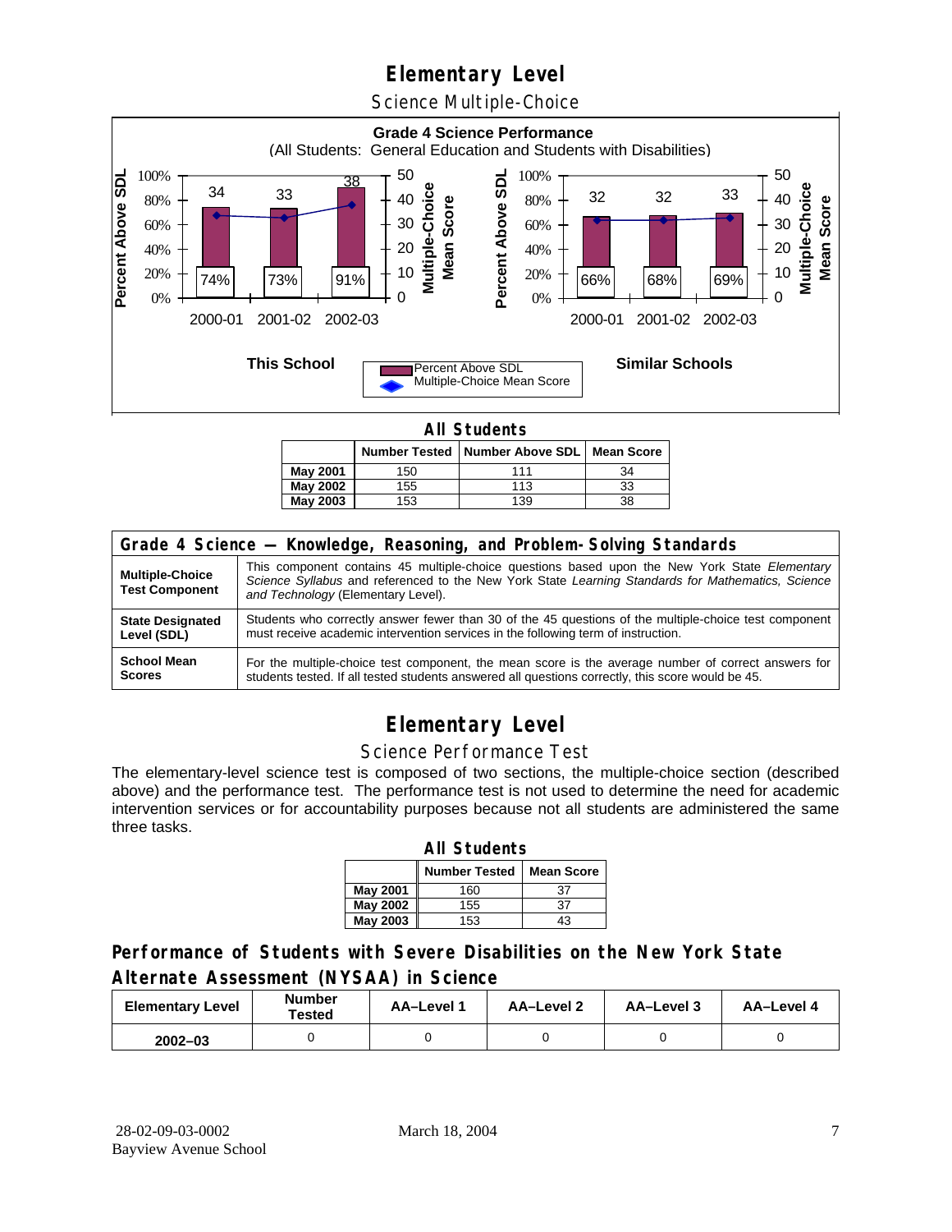# Elementary Level

## Science Multiple-Choice

**Grade 4 Science Performance**
(All Students: General Education and Students with Disabilities)

**This School**

| | 2000-01 | 2001-02 | 2002-03 |
|---|---|---|---|
| Percent Above SDL | 74% | 73% | 91% |
| Multiple-Choice Mean Score | 34 | 33 | 38 |

**Similar Schools**

| | 2000-01 | 2001-02 | 2002-03 |
|---|---|---|---|
| Percent Above SDL | 66% | 68% | 69% |
| Multiple-Choice Mean Score | 32 | 32 | 33 |

**All Students**

| | Number Tested | Number Above SDL | Mean Score |
|---|---|---|---|
| **May 2001** | 150 | 111 | 34 |
| **May 2002** | 155 | 113 | 33 |
| **May 2003** | 153 | 139 | 38 |

| Grade 4 Science — Knowledge, Reasoning, and Problem-Solving Standards | |
|---|---|
| **Multiple-Choice Test Component** | This component contains 45 multiple-choice questions based upon the New York State *Elementary Science Syllabus* and referenced to the New York State *Learning Standards for Mathematics, Science and Technology* (Elementary Level). |
| **State Designated Level (SDL)** | Students who correctly answer fewer than 30 of the 45 questions of the multiple-choice test component must receive academic intervention services in the following term of instruction. |
| **School Mean Scores** | For the multiple-choice test component, the mean score is the average number of correct answers for students tested. If all tested students answered all questions correctly, this score would be 45. |

# Elementary Level

## Science Performance Test

The elementary-level science test is composed of two sections, the multiple-choice section (described above) and the performance test. The performance test is not used to determine the need for academic intervention services or for accountability purposes because not all students are administered the same three tasks.

**All Students**

| | Number Tested | Mean Score |
|---|---|---|
| **May 2001** | 160 | 37 |
| **May 2002** | 155 | 37 |
| **May 2003** | 153 | 43 |

## Performance of Students with Severe Disabilities on the New York State Alternate Assessment (NYSAA) in Science

| Elementary Level | Number Tested | AA–Level 1 | AA–Level 2 | AA–Level 3 | AA–Level 4 |
|---|---|---|---|---|---|
| **2002–03** | 0 | 0 | 0 | 0 | 0 |

28-02-09-03-0002
Bayview Avenue School

March 18, 2004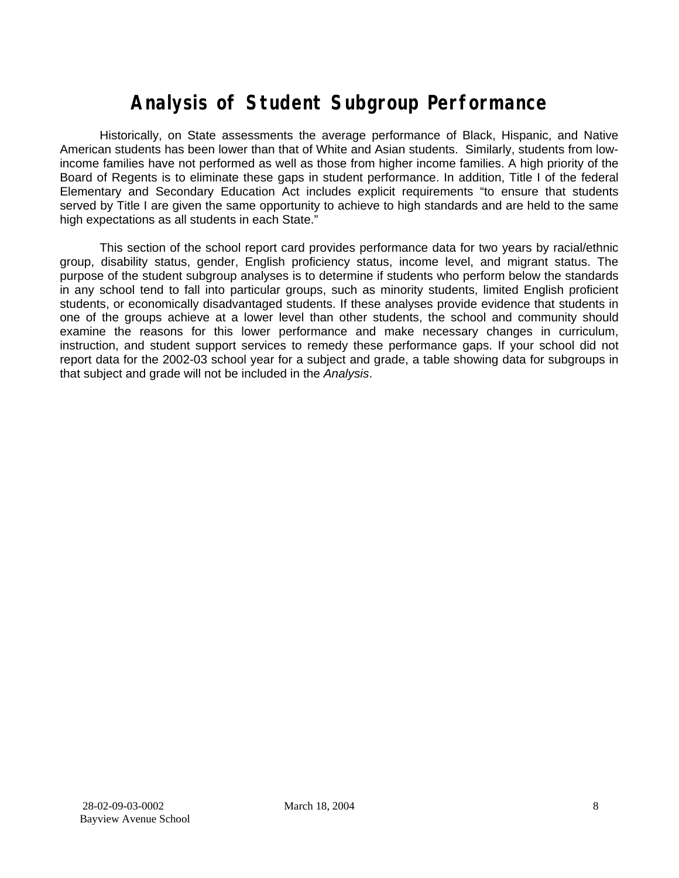# Analysis of Student Subgroup Performance

Historically, on State assessments the average performance of Black, Hispanic, and Native American students has been lower than that of White and Asian students. Similarly, students from low-income families have not performed as well as those from higher income families. A high priority of the Board of Regents is to eliminate these gaps in student performance. In addition, Title I of the federal Elementary and Secondary Education Act includes explicit requirements "to ensure that students served by Title I are given the same opportunity to achieve to high standards and are held to the same high expectations as all students in each State."

This section of the school report card provides performance data for two years by racial/ethnic group, disability status, gender, English proficiency status, income level, and migrant status. The purpose of the student subgroup analyses is to determine if students who perform below the standards in any school tend to fall into particular groups, such as minority students, limited English proficient students, or economically disadvantaged students. If these analyses provide evidence that students in one of the groups achieve at a lower level than other students, the school and community should examine the reasons for this lower performance and make necessary changes in curriculum, instruction, and student support services to remedy these performance gaps. If your school did not report data for the 2002-03 school year for a subject and grade, a table showing data for subgroups in that subject and grade will not be included in the *Analysis*.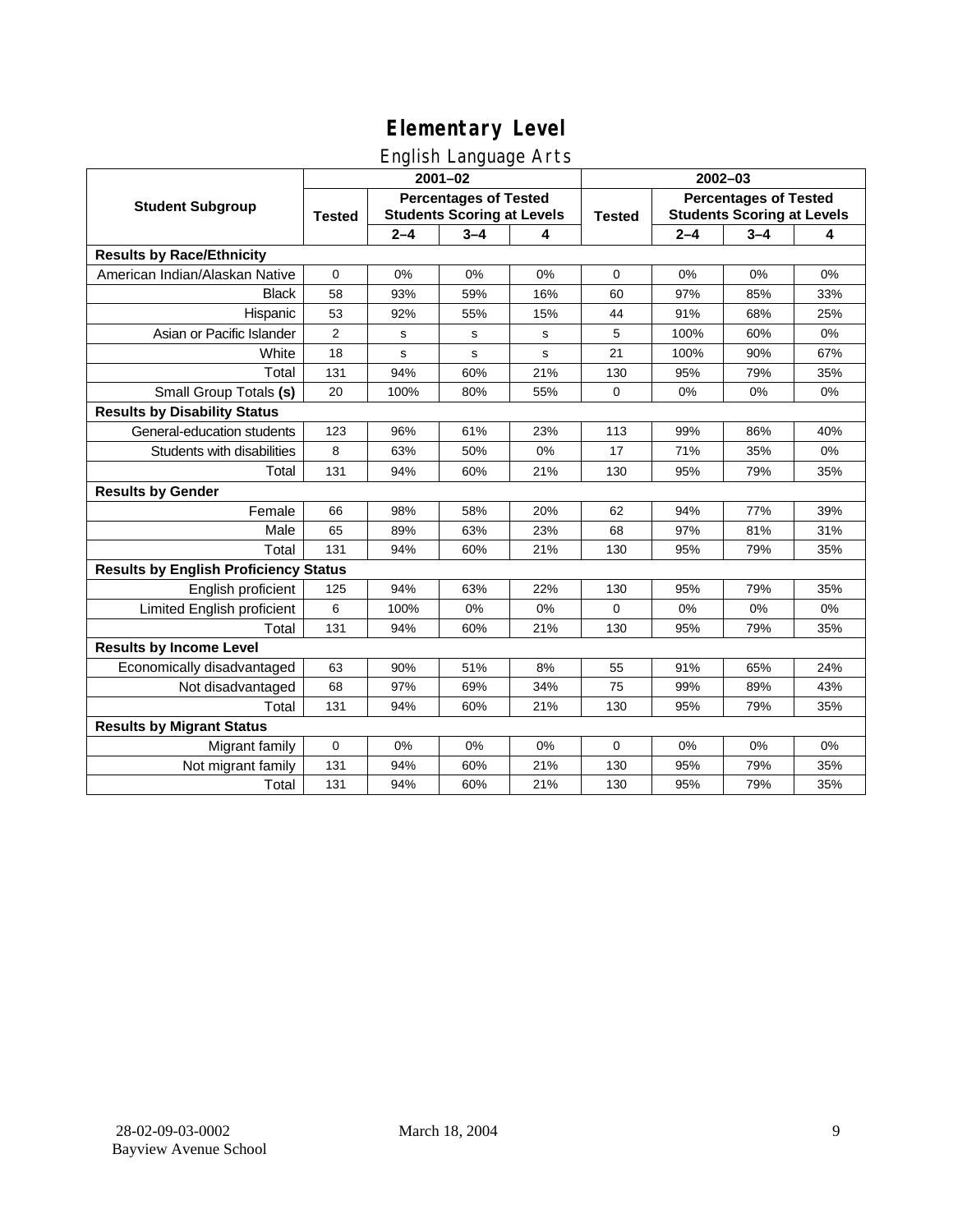# Elementary Level

## English Language Arts

| Student Subgroup | 2001–02 | | | | 2002–03 | | | |
|---|---|---|---|---|---|---|---|---|
| | Tested | Percentages of Tested Students Scoring at Levels | | | Tested | Percentages of Tested Students Scoring at Levels | | |
| | | 2–4 | 3–4 | 4 | | 2–4 | 3–4 | 4 |
| **Results by Race/Ethnicity** | | | | | | | | |
| American Indian/Alaskan Native | 0 | 0% | 0% | 0% | 0 | 0% | 0% | 0% |
| Black | 58 | 93% | 59% | 16% | 60 | 97% | 85% | 33% |
| Hispanic | 53 | 92% | 55% | 15% | 44 | 91% | 68% | 25% |
| Asian or Pacific Islander | 2 | s | s | s | 5 | 100% | 60% | 0% |
| White | 18 | s | s | s | 21 | 100% | 90% | 67% |
| Total | 131 | 94% | 60% | 21% | 130 | 95% | 79% | 35% |
| Small Group Totals **(s)** | 20 | 100% | 80% | 55% | 0 | 0% | 0% | 0% |
| **Results by Disability Status** | | | | | | | | |
| General-education students | 123 | 96% | 61% | 23% | 113 | 99% | 86% | 40% |
| Students with disabilities | 8 | 63% | 50% | 0% | 17 | 71% | 35% | 0% |
| Total | 131 | 94% | 60% | 21% | 130 | 95% | 79% | 35% |
| **Results by Gender** | | | | | | | | |
| Female | 66 | 98% | 58% | 20% | 62 | 94% | 77% | 39% |
| Male | 65 | 89% | 63% | 23% | 68 | 97% | 81% | 31% |
| Total | 131 | 94% | 60% | 21% | 130 | 95% | 79% | 35% |
| **Results by English Proficiency Status** | | | | | | | | |
| English proficient | 125 | 94% | 63% | 22% | 130 | 95% | 79% | 35% |
| Limited English proficient | 6 | 100% | 0% | 0% | 0 | 0% | 0% | 0% |
| Total | 131 | 94% | 60% | 21% | 130 | 95% | 79% | 35% |
| **Results by Income Level** | | | | | | | | |
| Economically disadvantaged | 63 | 90% | 51% | 8% | 55 | 91% | 65% | 24% |
| Not disadvantaged | 68 | 97% | 69% | 34% | 75 | 99% | 89% | 43% |
| Total | 131 | 94% | 60% | 21% | 130 | 95% | 79% | 35% |
| **Results by Migrant Status** | | | | | | | | |
| Migrant family | 0 | 0% | 0% | 0% | 0 | 0% | 0% | 0% |
| Not migrant family | 131 | 94% | 60% | 21% | 130 | 95% | 79% | 35% |
| Total | 131 | 94% | 60% | 21% | 130 | 95% | 79% | 35% |

28-02-09-03-0002
Bayview Avenue School

March 18, 2004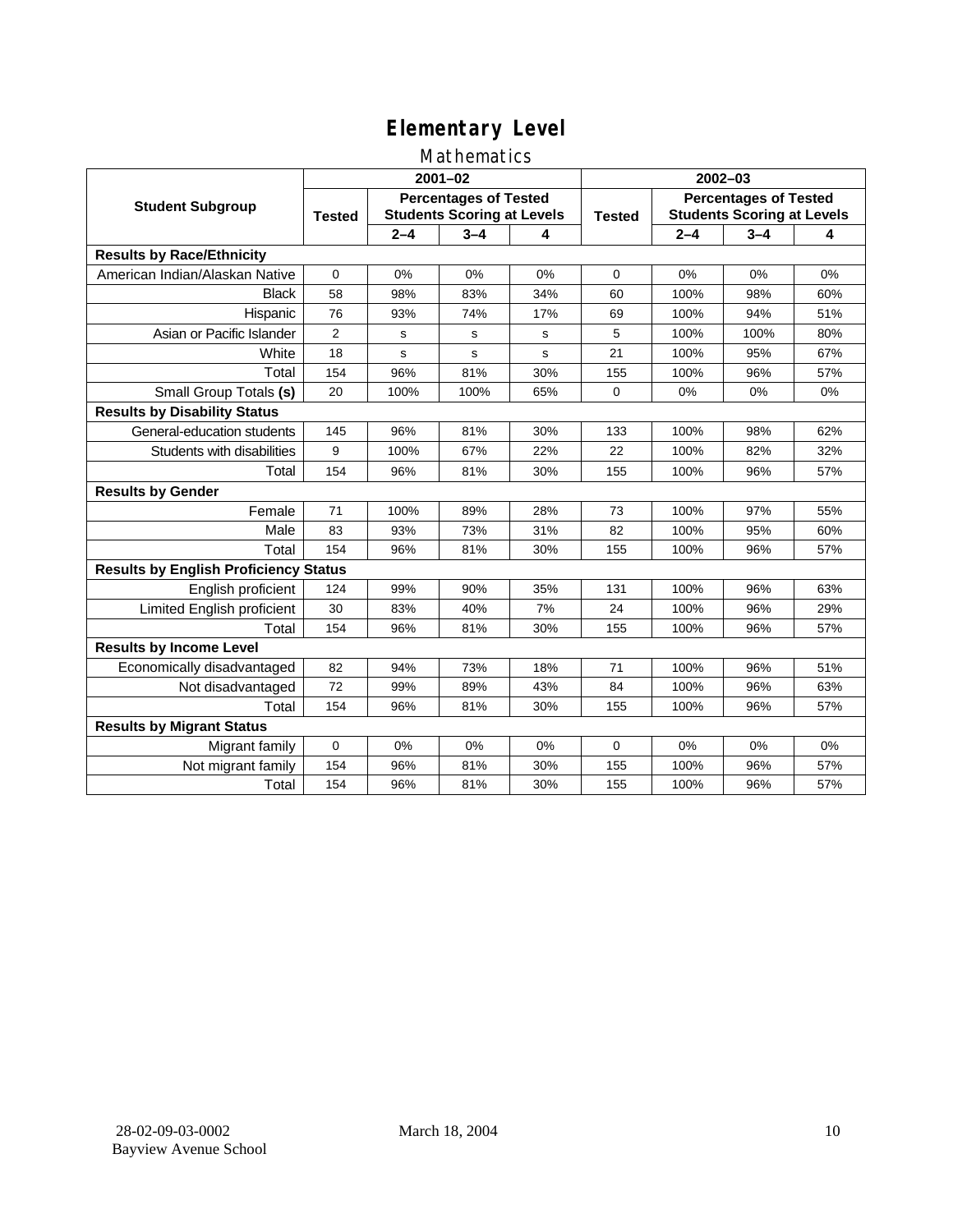# Elementary Level

## Mathematics

| Student Subgroup | 2001–02 | | | | 2002–03 | | | |
|---|---|---|---|---|---|---|---|---|
| | Tested | Percentages of Tested Students Scoring at Levels | | | Tested | Percentages of Tested Students Scoring at Levels | | |
| | | 2–4 | 3–4 | 4 | | 2–4 | 3–4 | 4 |
| **Results by Race/Ethnicity** | | | | | | | | |
| American Indian/Alaskan Native | 0 | 0% | 0% | 0% | 0 | 0% | 0% | 0% |
| Black | 58 | 98% | 83% | 34% | 60 | 100% | 98% | 60% |
| Hispanic | 76 | 93% | 74% | 17% | 69 | 100% | 94% | 51% |
| Asian or Pacific Islander | 2 | s | s | s | 5 | 100% | 100% | 80% |
| White | 18 | s | s | s | 21 | 100% | 95% | 67% |
| Total | 154 | 96% | 81% | 30% | 155 | 100% | 96% | 57% |
| Small Group Totals **(s)** | 20 | 100% | 100% | 65% | 0 | 0% | 0% | 0% |
| **Results by Disability Status** | | | | | | | | |
| General-education students | 145 | 96% | 81% | 30% | 133 | 100% | 98% | 62% |
| Students with disabilities | 9 | 100% | 67% | 22% | 22 | 100% | 82% | 32% |
| Total | 154 | 96% | 81% | 30% | 155 | 100% | 96% | 57% |
| **Results by Gender** | | | | | | | | |
| Female | 71 | 100% | 89% | 28% | 73 | 100% | 97% | 55% |
| Male | 83 | 93% | 73% | 31% | 82 | 100% | 95% | 60% |
| Total | 154 | 96% | 81% | 30% | 155 | 100% | 96% | 57% |
| **Results by English Proficiency Status** | | | | | | | | |
| English proficient | 124 | 99% | 90% | 35% | 131 | 100% | 96% | 63% |
| Limited English proficient | 30 | 83% | 40% | 7% | 24 | 100% | 96% | 29% |
| Total | 154 | 96% | 81% | 30% | 155 | 100% | 96% | 57% |
| **Results by Income Level** | | | | | | | | |
| Economically disadvantaged | 82 | 94% | 73% | 18% | 71 | 100% | 96% | 51% |
| Not disadvantaged | 72 | 99% | 89% | 43% | 84 | 100% | 96% | 63% |
| Total | 154 | 96% | 81% | 30% | 155 | 100% | 96% | 57% |
| **Results by Migrant Status** | | | | | | | | |
| Migrant family | 0 | 0% | 0% | 0% | 0 | 0% | 0% | 0% |
| Not migrant family | 154 | 96% | 81% | 30% | 155 | 100% | 96% | 57% |
| Total | 154 | 96% | 81% | 30% | 155 | 100% | 96% | 57% |

28-02-09-03-0002
Bayview Avenue School

March 18, 2004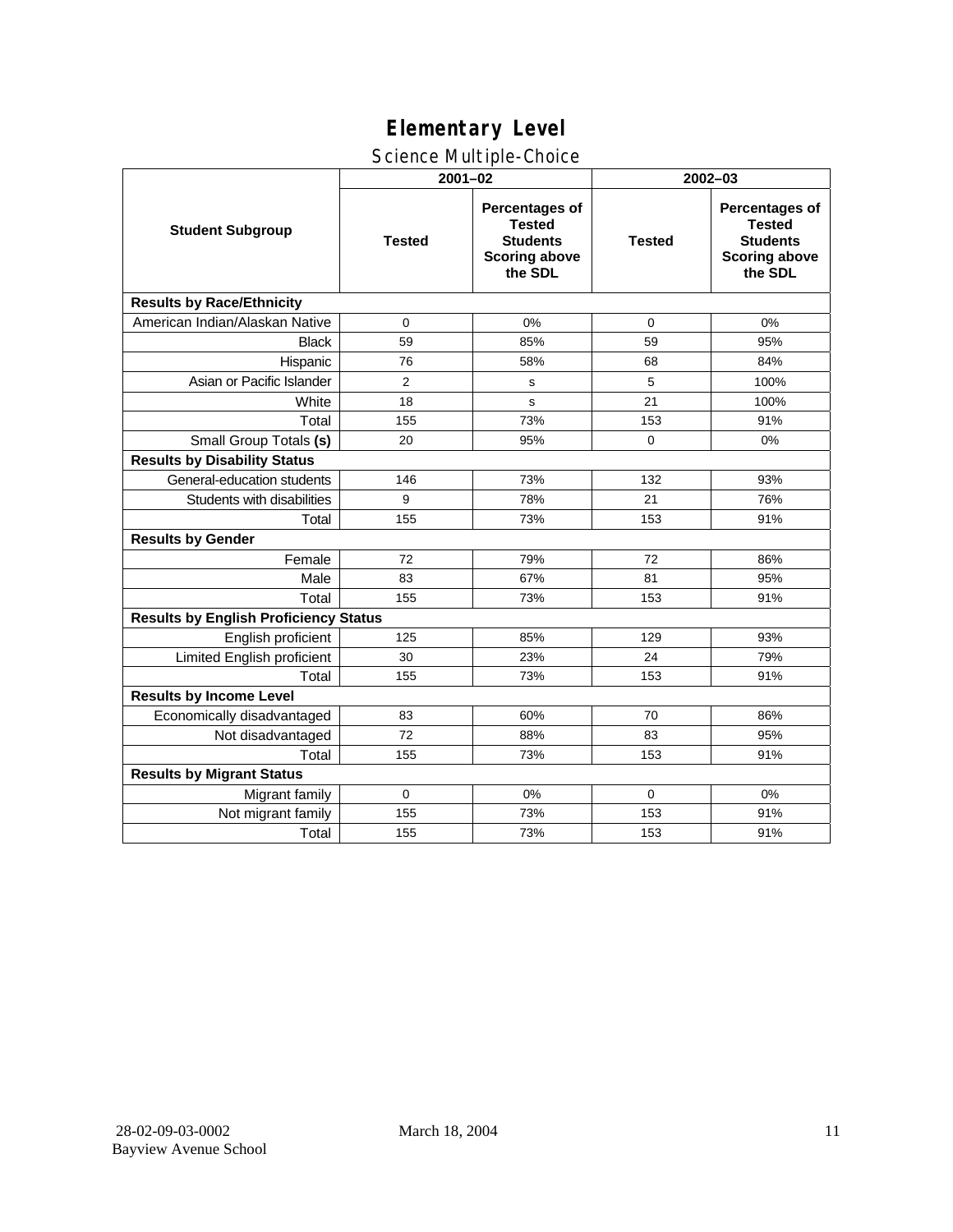# Elementary Level

## Science Multiple-Choice

| Student Subgroup | 2001–02 | | 2002–03 | |
|---|---|---|---|---|
| | Tested | Percentages of Tested Students Scoring above the SDL | Tested | Percentages of Tested Students Scoring above the SDL |
| **Results by Race/Ethnicity** | | | | |
| American Indian/Alaskan Native | 0 | 0% | 0 | 0% |
| Black | 59 | 85% | 59 | 95% |
| Hispanic | 76 | 58% | 68 | 84% |
| Asian or Pacific Islander | 2 | s | 5 | 100% |
| White | 18 | s | 21 | 100% |
| Total | 155 | 73% | 153 | 91% |
| Small Group Totals **(s)** | 20 | 95% | 0 | 0% |
| **Results by Disability Status** | | | | |
| General-education students | 146 | 73% | 132 | 93% |
| Students with disabilities | 9 | 78% | 21 | 76% |
| Total | 155 | 73% | 153 | 91% |
| **Results by Gender** | | | | |
| Female | 72 | 79% | 72 | 86% |
| Male | 83 | 67% | 81 | 95% |
| Total | 155 | 73% | 153 | 91% |
| **Results by English Proficiency Status** | | | | |
| English proficient | 125 | 85% | 129 | 93% |
| Limited English proficient | 30 | 23% | 24 | 79% |
| Total | 155 | 73% | 153 | 91% |
| **Results by Income Level** | | | | |
| Economically disadvantaged | 83 | 60% | 70 | 86% |
| Not disadvantaged | 72 | 88% | 83 | 95% |
| Total | 155 | 73% | 153 | 91% |
| **Results by Migrant Status** | | | | |
| Migrant family | 0 | 0% | 0 | 0% |
| Not migrant family | 155 | 73% | 153 | 91% |
| Total | 155 | 73% | 153 | 91% |

28-02-09-03-0002 Bayview Avenue School — March 18, 2004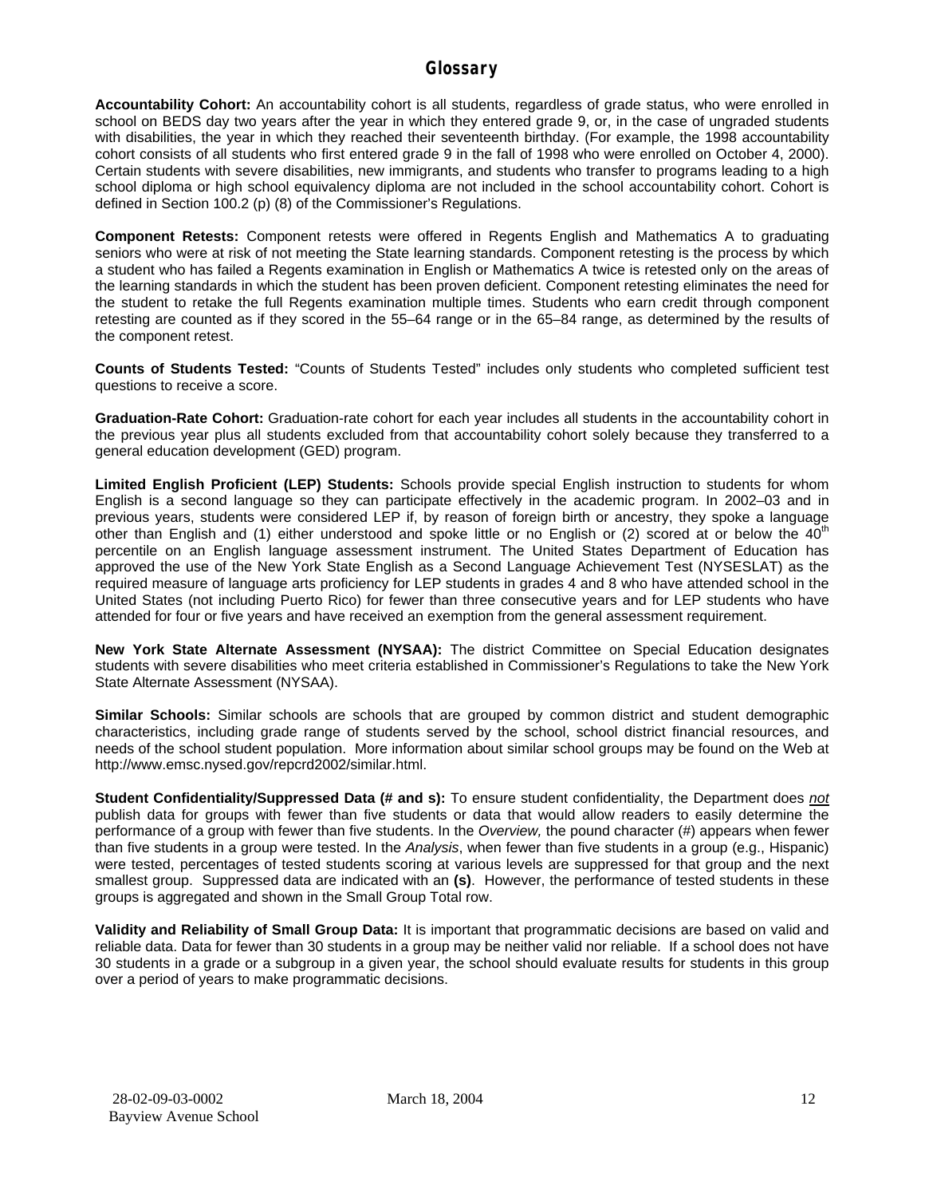# Glossary

**Accountability Cohort:** An accountability cohort is all students, regardless of grade status, who were enrolled in school on BEDS day two years after the year in which they entered grade 9, or, in the case of ungraded students with disabilities, the year in which they reached their seventeenth birthday. (For example, the 1998 accountability cohort consists of all students who first entered grade 9 in the fall of 1998 who were enrolled on October 4, 2000). Certain students with severe disabilities, new immigrants, and students who transfer to programs leading to a high school diploma or high school equivalency diploma are not included in the school accountability cohort. Cohort is defined in Section 100.2 (p) (8) of the Commissioner's Regulations.

**Component Retests:** Component retests were offered in Regents English and Mathematics A to graduating seniors who were at risk of not meeting the State learning standards. Component retesting is the process by which a student who has failed a Regents examination in English or Mathematics A twice is retested only on the areas of the learning standards in which the student has been proven deficient. Component retesting eliminates the need for the student to retake the full Regents examination multiple times. Students who earn credit through component retesting are counted as if they scored in the 55–64 range or in the 65–84 range, as determined by the results of the component retest.

**Counts of Students Tested:** "Counts of Students Tested" includes only students who completed sufficient test questions to receive a score.

**Graduation-Rate Cohort:** Graduation-rate cohort for each year includes all students in the accountability cohort in the previous year plus all students excluded from that accountability cohort solely because they transferred to a general education development (GED) program.

**Limited English Proficient (LEP) Students:** Schools provide special English instruction to students for whom English is a second language so they can participate effectively in the academic program. In 2002–03 and in previous years, students were considered LEP if, by reason of foreign birth or ancestry, they spoke a language other than English and (1) either understood and spoke little or no English or (2) scored at or below the 40th percentile on an English language assessment instrument. The United States Department of Education has approved the use of the New York State English as a Second Language Achievement Test (NYSESLAT) as the required measure of language arts proficiency for LEP students in grades 4 and 8 who have attended school in the United States (not including Puerto Rico) for fewer than three consecutive years and for LEP students who have attended for four or five years and have received an exemption from the general assessment requirement.

**New York State Alternate Assessment (NYSAA):** The district Committee on Special Education designates students with severe disabilities who meet criteria established in Commissioner's Regulations to take the New York State Alternate Assessment (NYSAA).

**Similar Schools:** Similar schools are schools that are grouped by common district and student demographic characteristics, including grade range of students served by the school, school district financial resources, and needs of the school student population. More information about similar school groups may be found on the Web at http://www.emsc.nysed.gov/repcrd2002/similar.html.

**Student Confidentiality/Suppressed Data (# and s):** To ensure student confidentiality, the Department does *not* publish data for groups with fewer than five students or data that would allow readers to easily determine the performance of a group with fewer than five students. In the *Overview,* the pound character (#) appears when fewer than five students in a group were tested. In the *Analysis*, when fewer than five students in a group (e.g., Hispanic) were tested, percentages of tested students scoring at various levels are suppressed for that group and the next smallest group. Suppressed data are indicated with an **(s)**. However, the performance of tested students in these groups is aggregated and shown in the Small Group Total row.

**Validity and Reliability of Small Group Data:** It is important that programmatic decisions are based on valid and reliable data. Data for fewer than 30 students in a group may be neither valid nor reliable. If a school does not have 30 students in a grade or a subgroup in a given year, the school should evaluate results for students in this group over a period of years to make programmatic decisions.